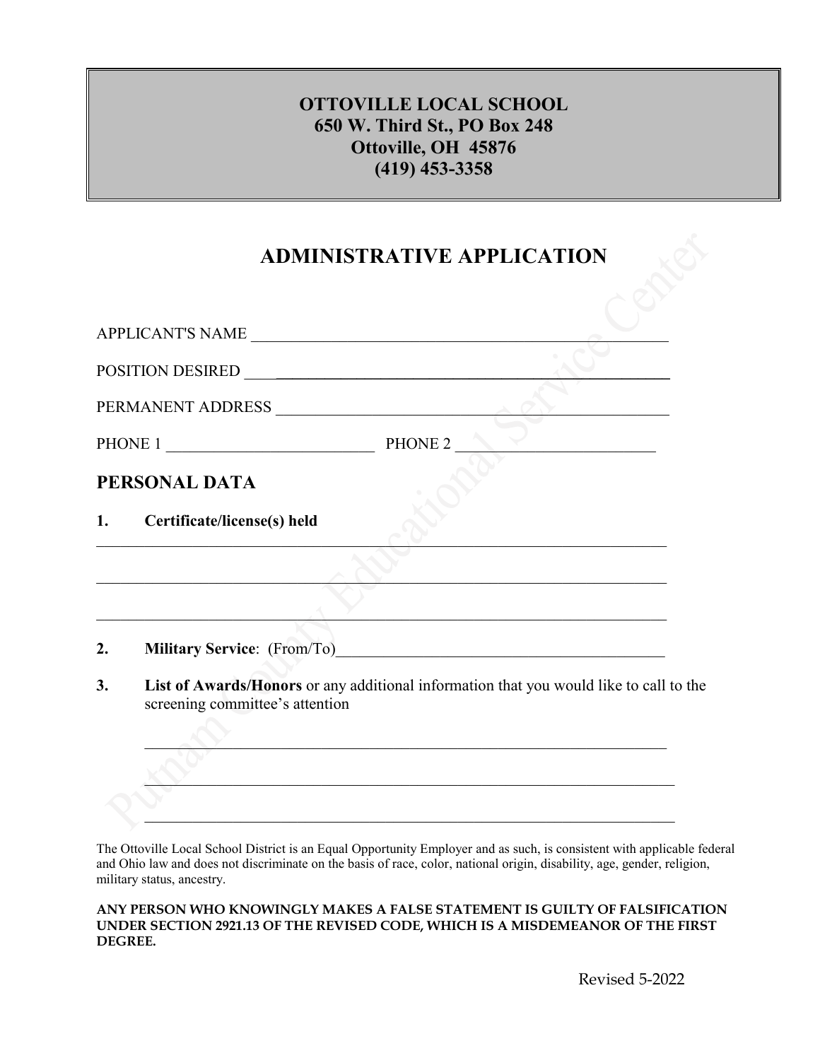**OTTOVILLE LOCAL SCHOOL**
**650 W. Third St., PO Box 248**
**Ottoville, OH 45876**
**(419) 453-3358**

# ADMINISTRATIVE APPLICATION

APPLICANT'S NAME ____________________________________________________

POSITION DESIRED ____________________________________________________

PERMANENT ADDRESS __________________________________________________

PHONE 1 __________________________ PHONE 2 __________________________

## PERSONAL DATA

**1. Certificate/license(s) held**

___________________________________________________________________________

___________________________________________________________________________

___________________________________________________________________________

**2. Military Service**: (From/To)_________________________________________

**3. List of Awards/Honors** or any additional information that you would like to call to the screening committee's attention

___________________________________________________________________

___________________________________________________________________

___________________________________________________________________

The Ottoville Local School District is an Equal Opportunity Employer and as such, is consistent with applicable federal and Ohio law and does not discriminate on the basis of race, color, national origin, disability, age, gender, religion, military status, ancestry.

**ANY PERSON WHO KNOWINGLY MAKES A FALSE STATEMENT IS GUILTY OF FALSIFICATION UNDER SECTION 2921.13 OF THE REVISED CODE, WHICH IS A MISDEMEANOR OF THE FIRST DEGREE.**

Revised 5-2022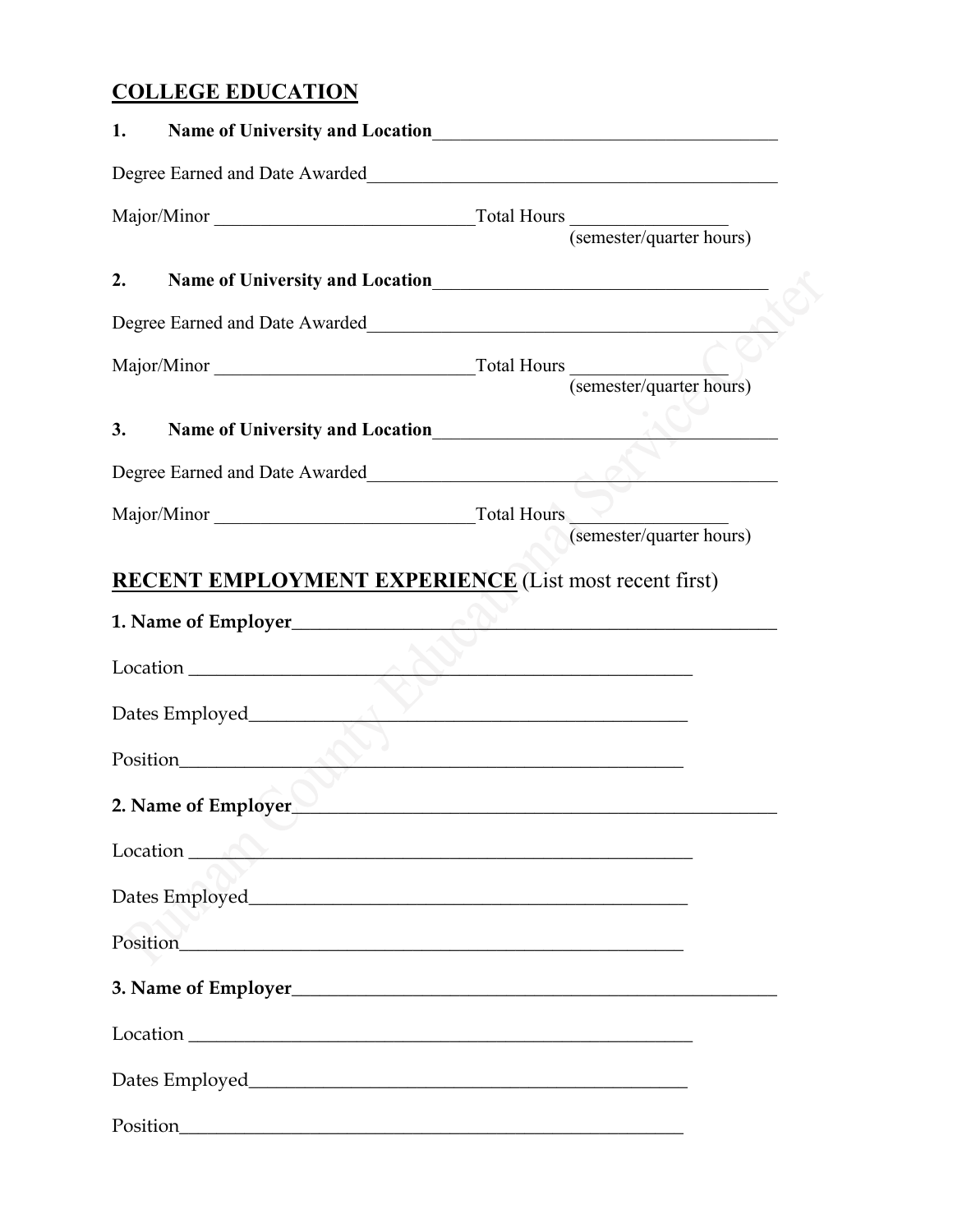## COLLEGE EDUCATION

**1. Name of University and Location**_____________________________________

Degree Earned and Date Awarded_____________________________________________

Major/Minor ____________________________Total Hours ________________
(semester/quarter hours)

**2. Name of University and Location**____________________________________

Degree Earned and Date Awarded_____________________________________________

Major/Minor ____________________________Total Hours ________________
(semester/quarter hours)

**3. Name of University and Location**_____________________________________

Degree Earned and Date Awarded_____________________________________________

Major/Minor ____________________________Total Hours ________________
(semester/quarter hours)

## RECENT EMPLOYMENT EXPERIENCE (List most recent first)

**1. Name of Employer**______________________________________________________

Location ________________________________________________________

Dates Employed_____________________________________________

Position________________________________________________________

**2. Name of Employer**______________________________________________________

Location ________________________________________________________

Dates Employed_____________________________________________

Position________________________________________________________

**3. Name of Employer**______________________________________________________

Location ________________________________________________________

Dates Employed_____________________________________________

Position________________________________________________________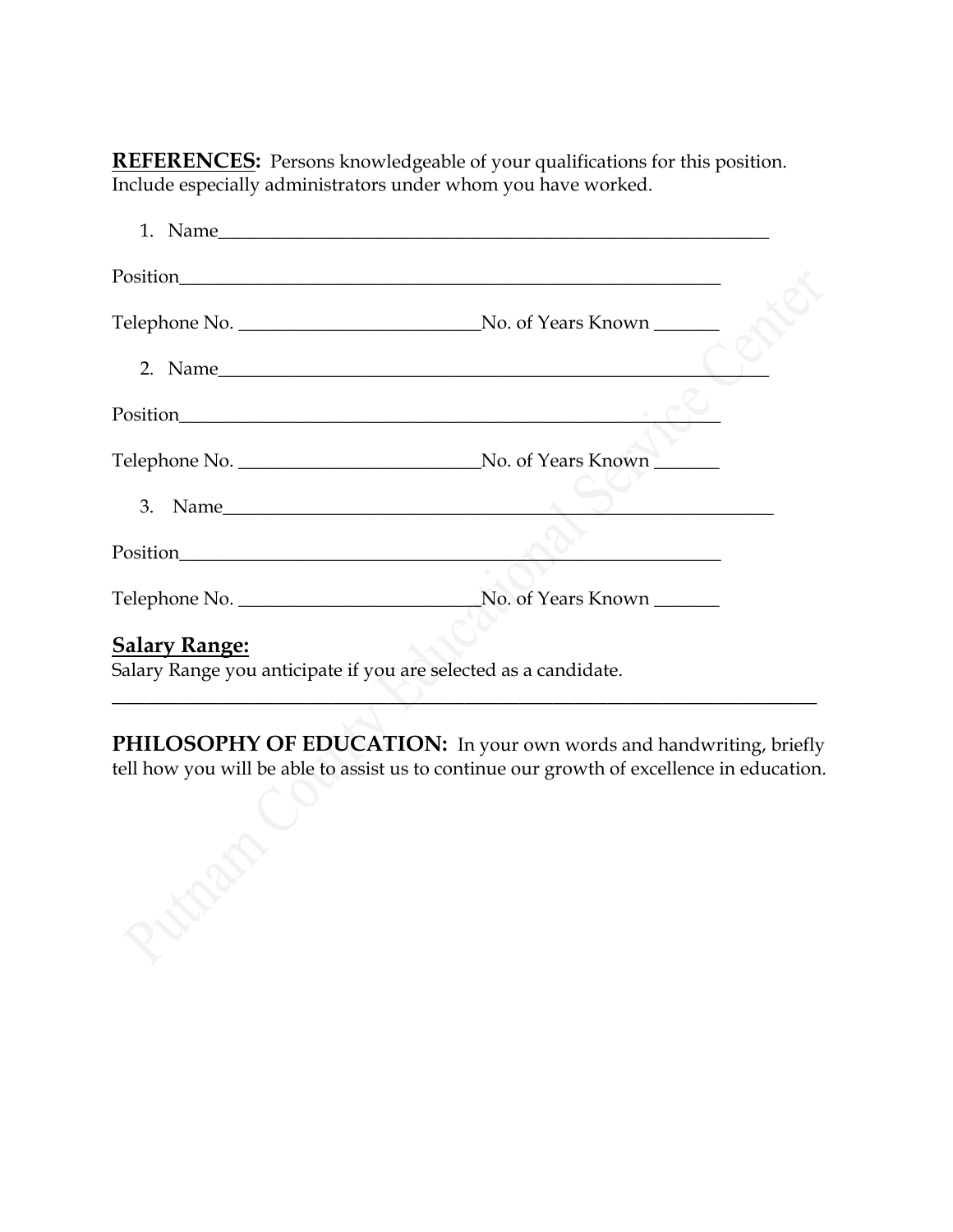**REFERENCES:** Persons knowledgeable of your qualifications for this position. Include especially administrators under whom you have worked.

1. Name_______________________________________________________________

Position_____________________________________________________________

Telephone No. ____________________________No. of Years Known ________

2. Name_______________________________________________________________

Position_____________________________________________________________

Telephone No. ____________________________No. of Years Known ________

3. Name_______________________________________________________________

Position_____________________________________________________________

Telephone No. ____________________________No. of Years Known ________

**Salary Range:**

Salary Range you anticipate if you are selected as a candidate.

_______________________________________________________________________________

**PHILOSOPHY OF EDUCATION:** In your own words and handwriting, briefly tell how you will be able to assist us to continue our growth of excellence in education.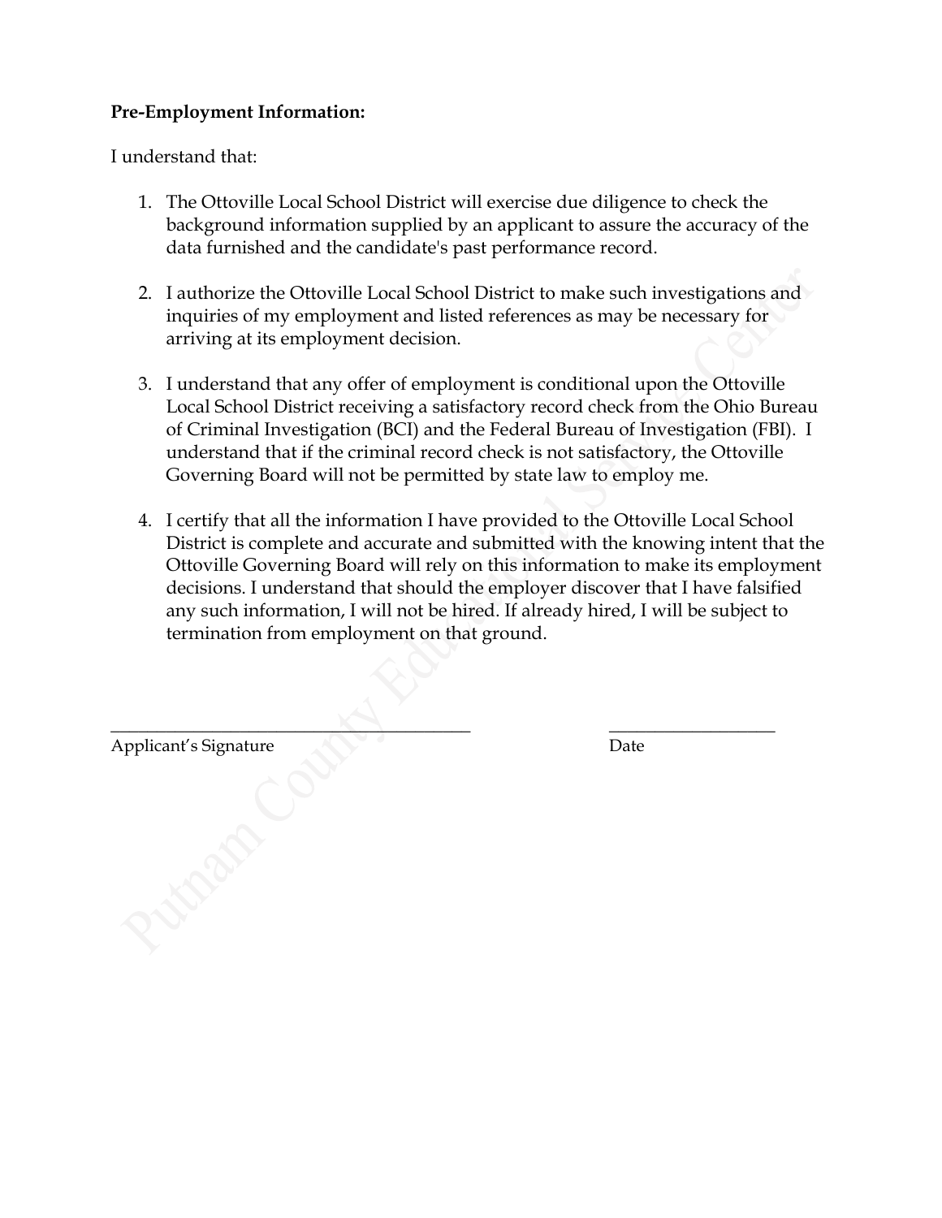**Pre-Employment Information:**

I understand that:

1. The Ottoville Local School District will exercise due diligence to check the background information supplied by an applicant to assure the accuracy of the data furnished and the candidate's past performance record.

2. I authorize the Ottoville Local School District to make such investigations and inquiries of my employment and listed references as may be necessary for arriving at its employment decision.

3. I understand that any offer of employment is conditional upon the Ottoville Local School District receiving a satisfactory record check from the Ohio Bureau of Criminal Investigation (BCI) and the Federal Bureau of Investigation (FBI). I understand that if the criminal record check is not satisfactory, the Ottoville Governing Board will not be permitted by state law to employ me.

4. I certify that all the information I have provided to the Ottoville Local School District is complete and accurate and submitted with the knowing intent that the Ottoville Governing Board will rely on this information to make its employment decisions. I understand that should the employer discover that I have falsified any such information, I will not be hired. If already hired, I will be subject to termination from employment on that ground.

\_\_\_\_\_\_\_\_\_\_\_\_\_\_\_\_\_\_\_\_\_\_\_\_\_\_\_\_\_\_\_\_\_\_\_\_\_\_\_\_ \_\_\_\_\_\_\_\_\_\_\_\_\_\_\_\_\_\_\_\_
Applicant's Signature Date